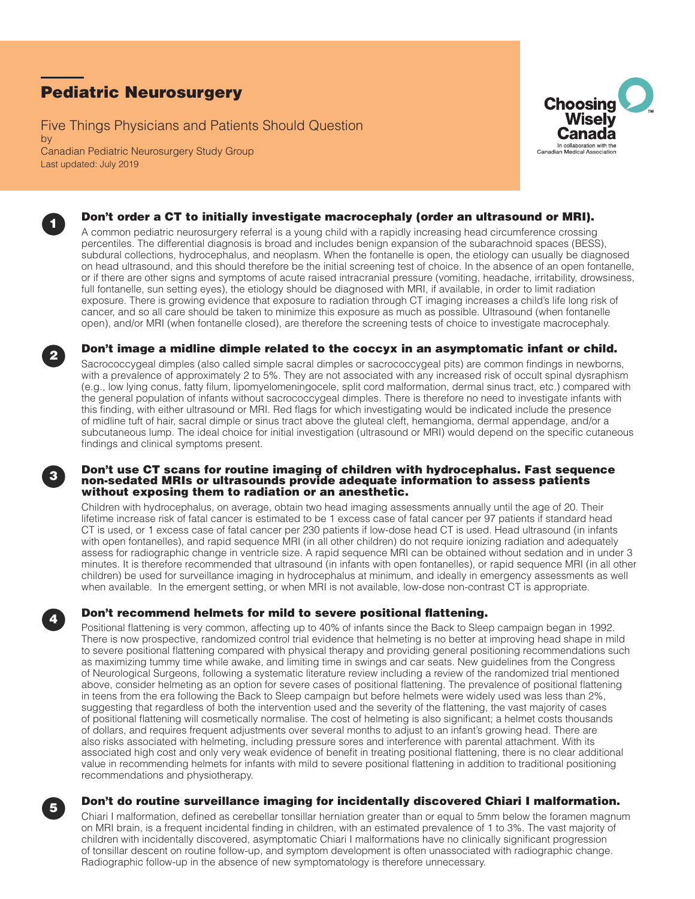# Pediatric Neurosurgery

Five Things Physicians and Patients Should Question
by
Canadian Pediatric Neurosurgery Study Group
Last updated: July 2019

Choosing Wisely Canada
In collaboration with the Canadian Medical Association

## 1 Don't order a CT to initially investigate macrocephaly (order an ultrasound or MRI).

A common pediatric neurosurgery referral is a young child with a rapidly increasing head circumference crossing percentiles. The differential diagnosis is broad and includes benign expansion of the subarachnoid spaces (BESS), subdural collections, hydrocephalus, and neoplasm. When the fontanelle is open, the etiology can usually be diagnosed on head ultrasound, and this should therefore be the initial screening test of choice. In the absence of an open fontanelle, or if there are other signs and symptoms of acute raised intracranial pressure (vomiting, headache, irritability, drowsiness, full fontanelle, sun setting eyes), the etiology should be diagnosed with MRI, if available, in order to limit radiation exposure. There is growing evidence that exposure to radiation through CT imaging increases a child's life long risk of cancer, and so all care should be taken to minimize this exposure as much as possible. Ultrasound (when fontanelle open), and/or MRI (when fontanelle closed), are therefore the screening tests of choice to investigate macrocephaly.

## 2 Don't image a midline dimple related to the coccyx in an asymptomatic infant or child.

Sacrococcygeal dimples (also called simple sacral dimples or sacrococcygeal pits) are common findings in newborns, with a prevalence of approximately 2 to 5%. They are not associated with any increased risk of occult spinal dysraphism (e.g., low lying conus, fatty filum, lipomyelomeningocele, split cord malformation, dermal sinus tract, etc.) compared with the general population of infants without sacrococcygeal dimples. There is therefore no need to investigate infants with this finding, with either ultrasound or MRI. Red flags for which investigating would be indicated include the presence of midline tuft of hair, sacral dimple or sinus tract above the gluteal cleft, hemangioma, dermal appendage, and/or a subcutaneous lump. The ideal choice for initial investigation (ultrasound or MRI) would depend on the specific cutaneous findings and clinical symptoms present.

## 3 Don't use CT scans for routine imaging of children with hydrocephalus. Fast sequence non-sedated MRIs or ultrasounds provide adequate information to assess patients without exposing them to radiation or an anesthetic.

Children with hydrocephalus, on average, obtain two head imaging assessments annually until the age of 20. Their lifetime increase risk of fatal cancer is estimated to be 1 excess case of fatal cancer per 97 patients if standard head CT is used, or 1 excess case of fatal cancer per 230 patients if low-dose head CT is used. Head ultrasound (in infants with open fontanelles), and rapid sequence MRI (in all other children) do not require ionizing radiation and adequately assess for radiographic change in ventricle size. A rapid sequence MRI can be obtained without sedation and in under 3 minutes. It is therefore recommended that ultrasound (in infants with open fontanelles), or rapid sequence MRI (in all other children) be used for surveillance imaging in hydrocephalus at minimum, and ideally in emergency assessments as well when available. In the emergent setting, or when MRI is not available, low-dose non-contrast CT is appropriate.

## 4 Don't recommend helmets for mild to severe positional flattening.

Positional flattening is very common, affecting up to 40% of infants since the Back to Sleep campaign began in 1992. There is now prospective, randomized control trial evidence that helmeting is no better at improving head shape in mild to severe positional flattening compared with physical therapy and providing general positioning recommendations such as maximizing tummy time while awake, and limiting time in swings and car seats. New guidelines from the Congress of Neurological Surgeons, following a systematic literature review including a review of the randomized trial mentioned above, consider helmeting as an option for severe cases of positional flattening. The prevalence of positional flattening in teens from the era following the Back to Sleep campaign but before helmets were widely used was less than 2%, suggesting that regardless of both the intervention used and the severity of the flattening, the vast majority of cases of positional flattening will cosmetically normalise. The cost of helmeting is also significant; a helmet costs thousands of dollars, and requires frequent adjustments over several months to adjust to an infant's growing head. There are also risks associated with helmeting, including pressure sores and interference with parental attachment. With its associated high cost and only very weak evidence of benefit in treating positional flattening, there is no clear additional value in recommending helmets for infants with mild to severe positional flattening in addition to traditional positioning recommendations and physiotherapy.

## 5 Don't do routine surveillance imaging for incidentally discovered Chiari I malformation.

Chiari I malformation, defined as cerebellar tonsillar herniation greater than or equal to 5mm below the foramen magnum on MRI brain, is a frequent incidental finding in children, with an estimated prevalence of 1 to 3%. The vast majority of children with incidentally discovered, asymptomatic Chiari I malformations have no clinically significant progression of tonsillar descent on routine follow-up, and symptom development is often unassociated with radiographic change. Radiographic follow-up in the absence of new symptomatology is therefore unnecessary.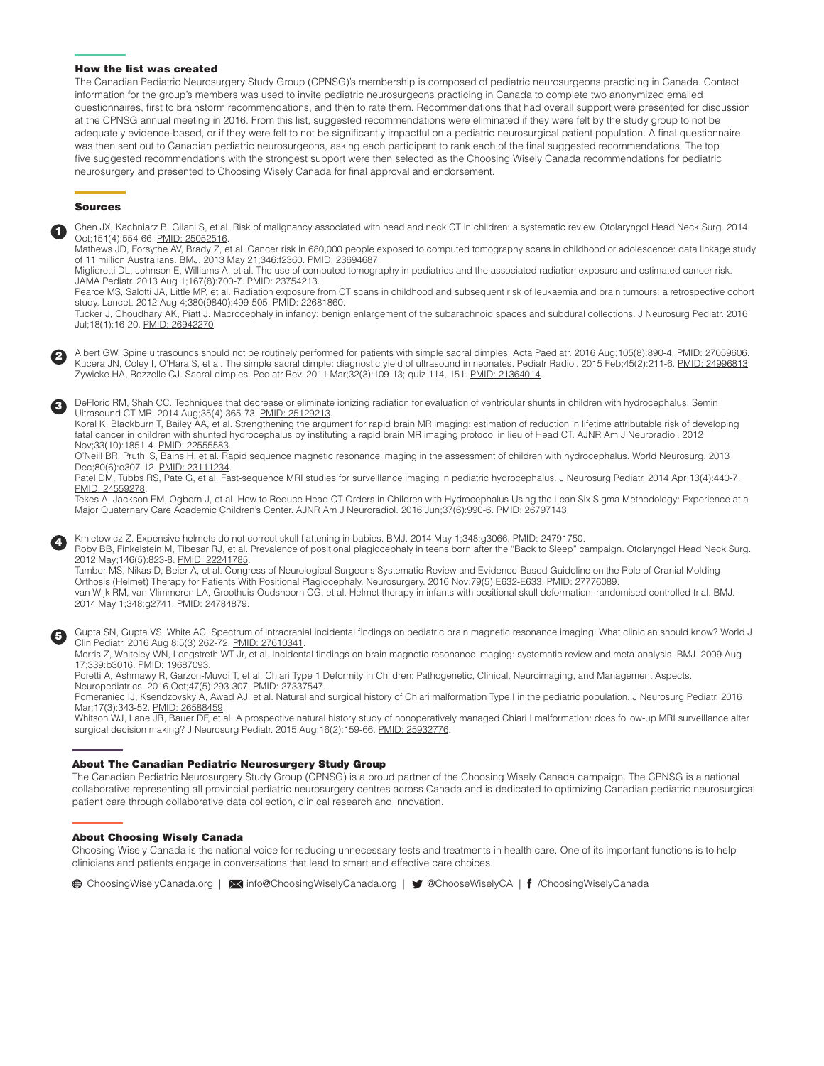## How the list was created

The Canadian Pediatric Neurosurgery Study Group (CPNSG)'s membership is composed of pediatric neurosurgeons practicing in Canada. Contact information for the group's members was used to invite pediatric neurosurgeons practicing in Canada to complete two anonymized emailed questionnaires, first to brainstorm recommendations, and then to rate them. Recommendations that had overall support were presented for discussion at the CPNSG annual meeting in 2016. From this list, suggested recommendations were eliminated if they were felt by the study group to not be adequately evidence-based, or if they were felt to not be significantly impactful on a pediatric neurosurgical patient population. A final questionnaire was then sent out to Canadian pediatric neurosurgeons, asking each participant to rank each of the final suggested recommendations. The top five suggested recommendations with the strongest support were then selected as the Choosing Wisely Canada recommendations for pediatric neurosurgery and presented to Choosing Wisely Canada for final approval and endorsement.

## Sources

**1**

Chen JX, Kachniarz B, Gilani S, et al. Risk of malignancy associated with head and neck CT in children: a systematic review. Otolaryngol Head Neck Surg. 2014 Oct;151(4):554-66. PMID: 25052516.

Mathews JD, Forsythe AV, Brady Z, et al. Cancer risk in 680,000 people exposed to computed tomography scans in childhood or adolescence: data linkage study of 11 million Australians. BMJ. 2013 May 21;346:f2360. PMID: 23694687.

Miglioretti DL, Johnson E, Williams A, et al. The use of computed tomography in pediatrics and the associated radiation exposure and estimated cancer risk. JAMA Pediatr. 2013 Aug 1;167(8):700-7. PMID: 23754213.

Pearce MS, Salotti JA, Little MP, et al. Radiation exposure from CT scans in childhood and subsequent risk of leukaemia and brain tumours: a retrospective cohort study. Lancet. 2012 Aug 4;380(9840):499-505. PMID: 22681860.

Tucker J, Choudhary AK, Piatt J. Macrocephaly in infancy: benign enlargement of the subarachnoid spaces and subdural collections. J Neurosurg Pediatr. 2016 Jul;18(1):16-20. PMID: 26942270.

**2**

Albert GW. Spine ultrasounds should not be routinely performed for patients with simple sacral dimples. Acta Paediatr. 2016 Aug;105(8):890-4. PMID: 27059606.

Kucera JN, Coley I, O'Hara S, et al. The simple sacral dimple: diagnostic yield of ultrasound in neonates. Pediatr Radiol. 2015 Feb;45(2):211-6. PMID: 24996813.

Zywicke HA, Rozzelle CJ. Sacral dimples. Pediatr Rev. 2011 Mar;32(3):109-13; quiz 114, 151. PMID: 21364014.

**3**

DeFlorio RM, Shah CC. Techniques that decrease or eliminate ionizing radiation for evaluation of ventricular shunts in children with hydrocephalus. Semin Ultrasound CT MR. 2014 Aug;35(4):365-73. PMID: 25129213.

Koral K, Blackburn T, Bailey AA, et al. Strengthening the argument for rapid brain MR imaging: estimation of reduction in lifetime attributable risk of developing fatal cancer in children with shunted hydrocephalus by instituting a rapid brain MR imaging protocol in lieu of Head CT. AJNR Am J Neuroradiol. 2012 Nov;33(10):1851-4. PMID: 22555583.

O'Neill BR, Pruthi S, Bains H, et al. Rapid sequence magnetic resonance imaging in the assessment of children with hydrocephalus. World Neurosurg. 2013 Dec;80(6):e307-12. PMID: 23111234.

Patel DM, Tubbs RS, Pate G, et al. Fast-sequence MRI studies for surveillance imaging in pediatric hydrocephalus. J Neurosurg Pediatr. 2014 Apr;13(4):440-7. PMID: 24559278.

Tekes A, Jackson EM, Ogborn J, et al. How to Reduce Head CT Orders in Children with Hydrocephalus Using the Lean Six Sigma Methodology: Experience at a Major Quaternary Care Academic Children's Center. AJNR Am J Neuroradiol. 2016 Jun;37(6):990-6. PMID: 26797143.

**4**

Kmietowicz Z. Expensive helmets do not correct skull flattening in babies. BMJ. 2014 May 1;348:g3066. PMID: 24791750.

Roby BB, Finkelstein M, Tibesar RJ, et al. Prevalence of positional plagiocephaly in teens born after the "Back to Sleep" campaign. Otolaryngol Head Neck Surg. 2012 May;146(5):823-8. PMID: 22241785.

Tamber MS, Nikas D, Beier A, et al. Congress of Neurological Surgeons Systematic Review and Evidence-Based Guideline on the Role of Cranial Molding Orthosis (Helmet) Therapy for Patients With Positional Plagiocephaly. Neurosurgery. 2016 Nov;79(5):E632-E633. PMID: 27776089.

van Wijk RM, van Vlimmeren LA, Groothuis-Oudshoorn CG, et al. Helmet therapy in infants with positional skull deformation: randomised controlled trial. BMJ. 2014 May 1;348:g2741. PMID: 24784879.

**5**

Gupta SN, Gupta VS, White AC. Spectrum of intracranial incidental findings on pediatric brain magnetic resonance imaging: What clinician should know? World J Clin Pediatr. 2016 Aug 8;5(3):262-72. PMID: 27610341.

Morris Z, Whiteley WN, Longstreth WT Jr, et al. Incidental findings on brain magnetic resonance imaging: systematic review and meta-analysis. BMJ. 2009 Aug 17;339:b3016. PMID: 19687093.

Poretti A, Ashmawy R, Garzon-Muvdi T, et al. Chiari Type 1 Deformity in Children: Pathogenetic, Clinical, Neuroimaging, and Management Aspects. Neuropediatrics. 2016 Oct;47(5):293-307. PMID: 27337547.

Pomeraniec IJ, Ksendzovsky A, Awad AJ, et al. Natural and surgical history of Chiari malformation Type I in the pediatric population. J Neurosurg Pediatr. 2016 Mar;17(3):343-52. PMID: 26588459.

Whitson WJ, Lane JR, Bauer DF, et al. A prospective natural history study of nonoperatively managed Chiari I malformation: does follow-up MRI surveillance alter surgical decision making? J Neurosurg Pediatr. 2015 Aug;16(2):159-66. PMID: 25932776.

## About The Canadian Pediatric Neurosurgery Study Group

The Canadian Pediatric Neurosurgery Study Group (CPNSG) is a proud partner of the Choosing Wisely Canada campaign. The CPNSG is a national collaborative representing all provincial pediatric neurosurgery centres across Canada and is dedicated to optimizing Canadian pediatric neurosurgical patient care through collaborative data collection, clinical research and innovation.

## About Choosing Wisely Canada

Choosing Wisely Canada is the national voice for reducing unnecessary tests and treatments in health care. One of its important functions is to help clinicians and patients engage in conversations that lead to smart and effective care choices.

ChoosingWiselyCanada.org | info@ChoosingWiselyCanada.org | @ChooseWiselyCA | /ChoosingWiselyCanada